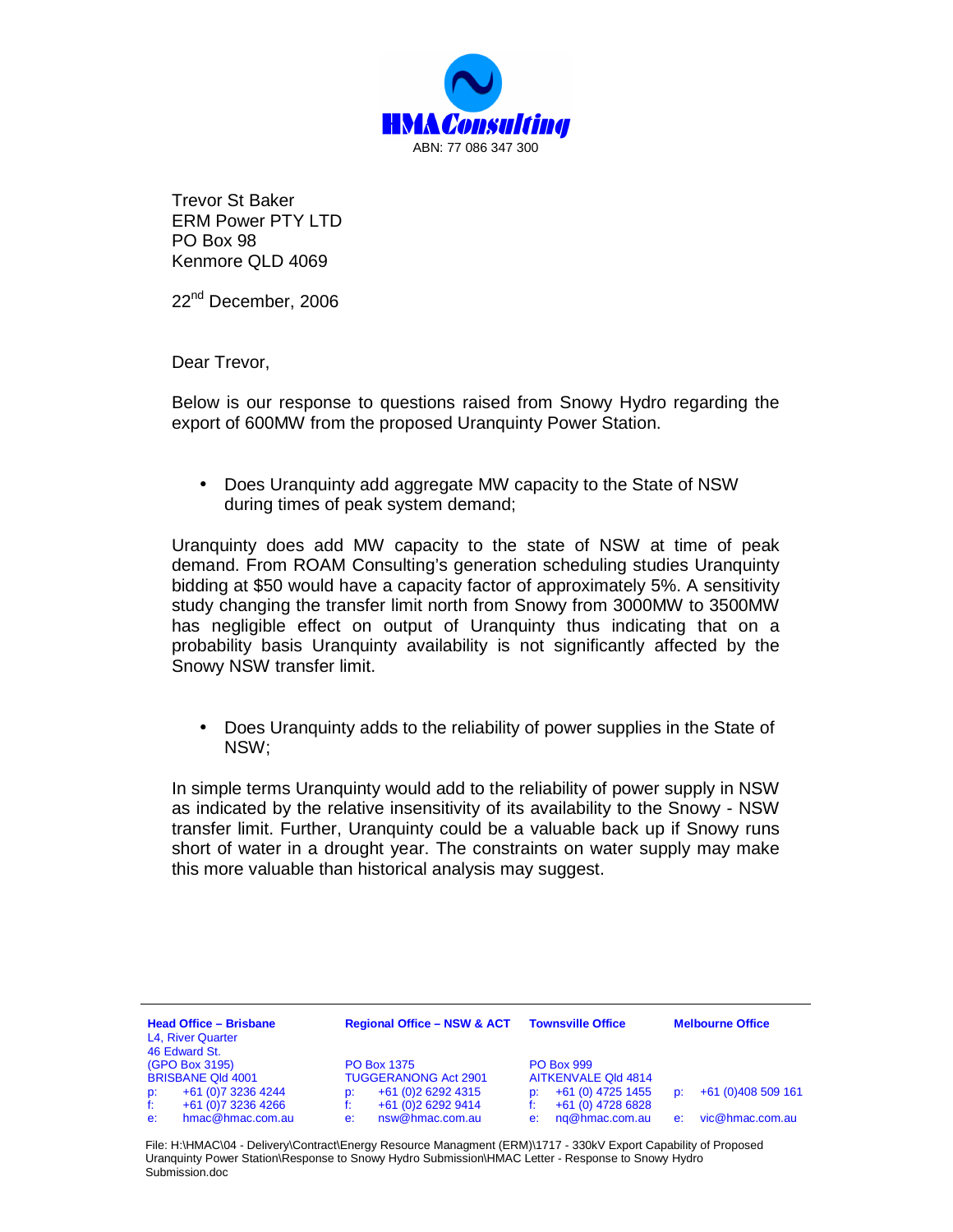HMA Consulting

ABN: 77 086 347 300

Trevor St Baker
ERM Power PTY LTD
PO Box 98
Kenmore QLD 4069

22nd December, 2006

Dear Trevor,

Below is our response to questions raised from Snowy Hydro regarding the export of 600MW from the proposed Uranquinty Power Station.

- Does Uranquinty add aggregate MW capacity to the State of NSW during times of peak system demand;

Uranquinty does add MW capacity to the state of NSW at time of peak demand. From ROAM Consulting's generation scheduling studies Uranquinty bidding at $50 would have a capacity factor of approximately 5%. A sensitivity study changing the transfer limit north from Snowy from 3000MW to 3500MW has negligible effect on output of Uranquinty thus indicating that on a probability basis Uranquinty availability is not significantly affected by the Snowy NSW transfer limit.

- Does Uranquinty adds to the reliability of power supplies in the State of NSW;

In simple terms Uranquinty would add to the reliability of power supply in NSW as indicated by the relative insensitivity of its availability to the Snowy - NSW transfer limit. Further, Uranquinty could be a valuable back up if Snowy runs short of water in a drought year. The constraints on water supply may make this more valuable than historical analysis may suggest.

| Head Office – Brisbane | Regional Office – NSW & ACT | Townsville Office | Melbourne Office |
|---|---|---|---|
| L4, River Quarter<br>46 Edward St.<br>(GPO Box 3195)<br>BRISBANE Qld 4001 | PO Box 1375<br>TUGGERANONG Act 2901 | PO Box 999<br>AITKENVALE Qld 4814 | |
| p: +61 (0)7 3236 4244 | p: +61 (0)2 6292 4315 | p: +61 (0) 4725 1455 | p: +61 (0)408 509 161 |
| f: +61 (0)7 3236 4266 | f: +61 (0)2 6292 9414 | f: +61 (0) 4728 6828 | |
| e: hmac@hmac.com.au | e: nsw@hmac.com.au | e: nq@hmac.com.au | e: vic@hmac.com.au |

File: H:\HMAC\04 - Delivery\Contract\Energy Resource Managment (ERM)\1717 - 330kV Export Capability of Proposed Uranquinty Power Station\Response to Snowy Hydro Submission\HMAC Letter - Response to Snowy Hydro Submission.doc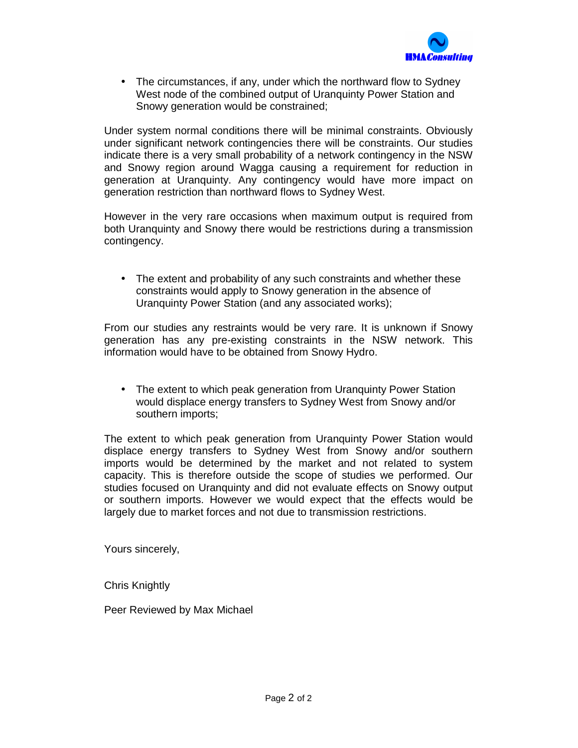- The circumstances, if any, under which the northward flow to Sydney West node of the combined output of Uranquinty Power Station and Snowy generation would be constrained;

Under system normal conditions there will be minimal constraints. Obviously under significant network contingencies there will be constraints. Our studies indicate there is a very small probability of a network contingency in the NSW and Snowy region around Wagga causing a requirement for reduction in generation at Uranquinty. Any contingency would have more impact on generation restriction than northward flows to Sydney West.

However in the very rare occasions when maximum output is required from both Uranquinty and Snowy there would be restrictions during a transmission contingency.

- The extent and probability of any such constraints and whether these constraints would apply to Snowy generation in the absence of Uranquinty Power Station (and any associated works);

From our studies any restraints would be very rare. It is unknown if Snowy generation has any pre-existing constraints in the NSW network. This information would have to be obtained from Snowy Hydro.

- The extent to which peak generation from Uranquinty Power Station would displace energy transfers to Sydney West from Snowy and/or southern imports;

The extent to which peak generation from Uranquinty Power Station would displace energy transfers to Sydney West from Snowy and/or southern imports would be determined by the market and not related to system capacity. This is therefore outside the scope of studies we performed. Our studies focused on Uranquinty and did not evaluate effects on Snowy output or southern imports. However we would expect that the effects would be largely due to market forces and not due to transmission restrictions.

Yours sincerely,

Chris Knightly

Peer Reviewed by Max Michael